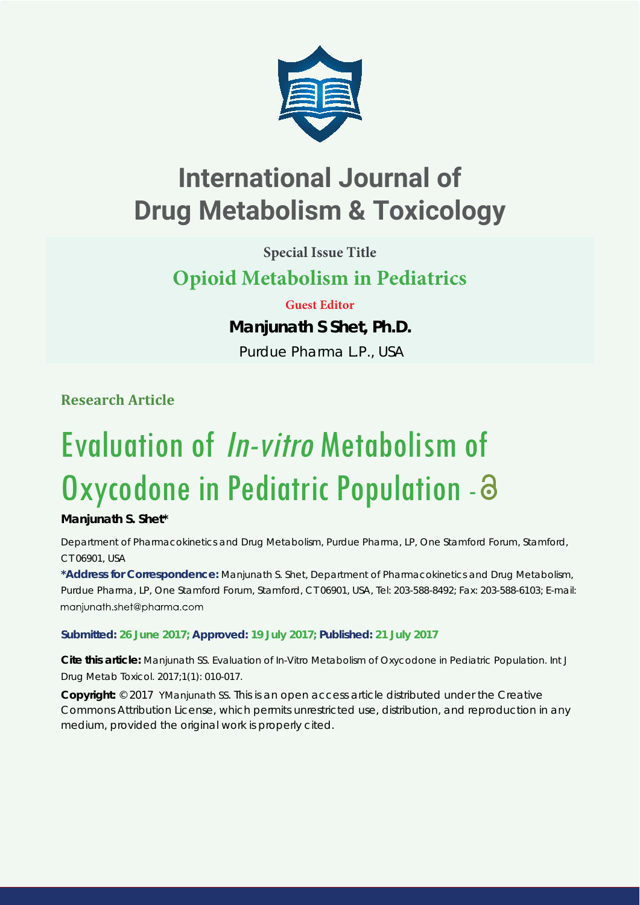# International Journal of Drug Metabolism & Toxicology

**Special Issue Title**

## Opioid Metabolism in Pediatrics

**Guest Editor**

**Manjunath S Shet, Ph.D.**

Purdue Pharma L.P., USA

**Research Article**

# Evaluation of *In-vitro* Metabolism of Oxycodone in Pediatric Population -

**Manjunath S. Shet***

Department of Pharmacokinetics and Drug Metabolism, Purdue Pharma, LP, One Stamford Forum, Stamford, CT 06901, USA

**\*Address for Correspondence:** Manjunath S. Shet, Department of Pharmacokinetics and Drug Metabolism, Purdue Pharma, LP, One Stamford Forum, Stamford, CT 06901, USA, Tel: 203-588-8492; Fax: 203-588-6103; E-mail: manjunath.shet@pharma.com

**Submitted: 26 June 2017; Approved: 19 July 2017; Published: 21 July 2017**

**Cite this article:** Manjunath SS. Evaluation of In-Vitro Metabolism of Oxycodone in Pediatric Population. Int J Drug Metab Toxicol. 2017;1(1): 010-017.

**Copyright:** © 2017 YManjunath SS. This is an open access article distributed under the Creative Commons Attribution License, which permits unrestricted use, distribution, and reproduction in any medium, provided the original work is properly cited.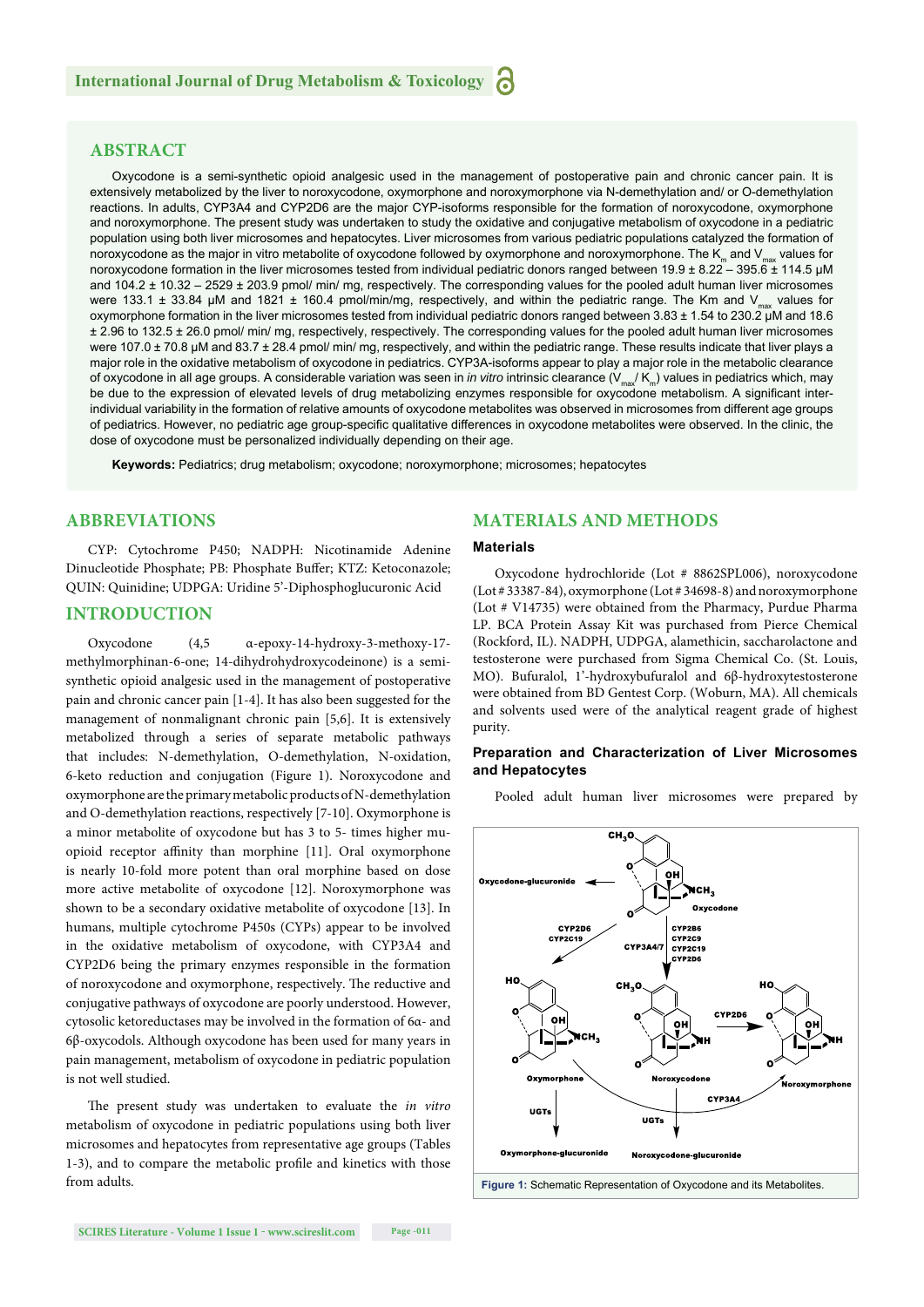## ABSTRACT

Oxycodone is a semi-synthetic opioid analgesic used in the management of postoperative pain and chronic cancer pain. It is extensively metabolized by the liver to noroxycodone, oxymorphone and noroxymorphone via N-demethylation and/ or O-demethylation reactions. In adults, CYP3A4 and CYP2D6 are the major CYP-isoforms responsible for the formation of noroxycodone, oxymorphone and noroxymorphone. The present study was undertaken to study the oxidative and conjugative metabolism of oxycodone in a pediatric population using both liver microsomes and hepatocytes. Liver microsomes from various pediatric populations catalyzed the formation of noroxycodone as the major in vitro metabolite of oxycodone followed by oxymorphone and noroxymorphone. The $K_m$ and $V_{max}$ values for noroxycodone formation in the liver microsomes tested from individual pediatric donors ranged between 19.9 ± 8.22 – 395.6 ± 114.5 µM and 104.2 ± 10.32 – 2529 ± 203.9 pmol/ min/ mg, respectively. The corresponding values for the pooled adult human liver microsomes were 133.1 ± 33.84 µM and 1821 ± 160.4 pmol/min/mg, respectively, and within the pediatric range. The Km and $V_{max}$ values for oxymorphone formation in the liver microsomes tested from individual pediatric donors ranged between 3.83 ± 1.54 to 230.2 µM and 18.6 ± 2.96 to 132.5 ± 26.0 pmol/ min/ mg, respectively, respectively. The corresponding values for the pooled adult human liver microsomes were 107.0 ± 70.8 µM and 83.7 ± 28.4 pmol/ min/ mg, respectively, and within the pediatric range. These results indicate that liver plays a major role in the oxidative metabolism of oxycodone in pediatrics. CYP3A-isoforms appear to play a major role in the metabolic clearance of oxycodone in all age groups. A considerable variation was seen in *in vitro* intrinsic clearance ($V_{max}$/ $K_m$) values in pediatrics which, may be due to the expression of elevated levels of drug metabolizing enzymes responsible for oxycodone metabolism. A significant inter-individual variability in the formation of relative amounts of oxycodone metabolites was observed in microsomes from different age groups of pediatrics. However, no pediatric age group-specific qualitative differences in oxycodone metabolites were observed. In the clinic, the dose of oxycodone must be personalized individually depending on their age.

**Keywords:** Pediatrics; drug metabolism; oxycodone; noroxymorphone; microsomes; hepatocytes

## ABBREVIATIONS

CYP: Cytochrome P450; NADPH: Nicotinamide Adenine Dinucleotide Phosphate; PB: Phosphate Buffer; KTZ: Ketoconazole; QUIN: Quinidine; UDPGA: Uridine 5'-Diphosphoglucuronic Acid

## INTRODUCTION

Oxycodone (4,5 α-epoxy-14-hydroxy-3-methoxy-17-methylmorphinan-6-one; 14-dihydrohydroxycodeinone) is a semi-synthetic opioid analgesic used in the management of postoperative pain and chronic cancer pain [1-4]. It has also been suggested for the management of nonmalignant chronic pain [5,6]. It is extensively metabolized through a series of separate metabolic pathways that includes: N-demethylation, O-demethylation, N-oxidation, 6-keto reduction and conjugation (Figure 1). Noroxycodone and oxymorphone are the primary metabolic products of N-demethylation and O-demethylation reactions, respectively [7-10]. Oxymorphone is a minor metabolite of oxycodone but has 3 to 5- times higher mu-opioid receptor affinity than morphine [11]. Oral oxymorphone is nearly 10-fold more potent than oral morphine based on dose more active metabolite of oxycodone [12]. Noroxymorphone was shown to be a secondary oxidative metabolite of oxycodone [13]. In humans, multiple cytochrome P450s (CYPs) appear to be involved in the oxidative metabolism of oxycodone, with CYP3A4 and CYP2D6 being the primary enzymes responsible in the formation of noroxycodone and oxymorphone, respectively. The reductive and conjugative pathways of oxycodone are poorly understood. However, cytosolic ketoreductases may be involved in the formation of 6α- and 6β-oxycodols. Although oxycodone has been used for many years in pain management, metabolism of oxycodone in pediatric population is not well studied.

The present study was undertaken to evaluate the *in vitro* metabolism of oxycodone in pediatric populations using both liver microsomes and hepatocytes from representative age groups (Tables 1-3), and to compare the metabolic profile and kinetics with those from adults.

## MATERIALS AND METHODS

### Materials

Oxycodone hydrochloride (Lot # 8862SPL006), noroxycodone (Lot # 33387-84), oxymorphone (Lot # 34698-8) and noroxymorphone (Lot # V14735) were obtained from the Pharmacy, Purdue Pharma LP. BCA Protein Assay Kit was purchased from Pierce Chemical (Rockford, IL). NADPH, UDPGA, alamethicin, saccharolactone and testosterone were purchased from Sigma Chemical Co. (St. Louis, MO). Bufuralol, 1'-hydroxybufuralol and 6β-hydroxytestosterone were obtained from BD Gentest Corp. (Woburn, MA). All chemicals and solvents used were of the analytical reagent grade of highest purity.

### Preparation and Characterization of Liver Microsomes and Hepatocytes

Pooled adult human liver microsomes were prepared by

Figure 1: Schematic Representation of Oxycodone and its Metabolites.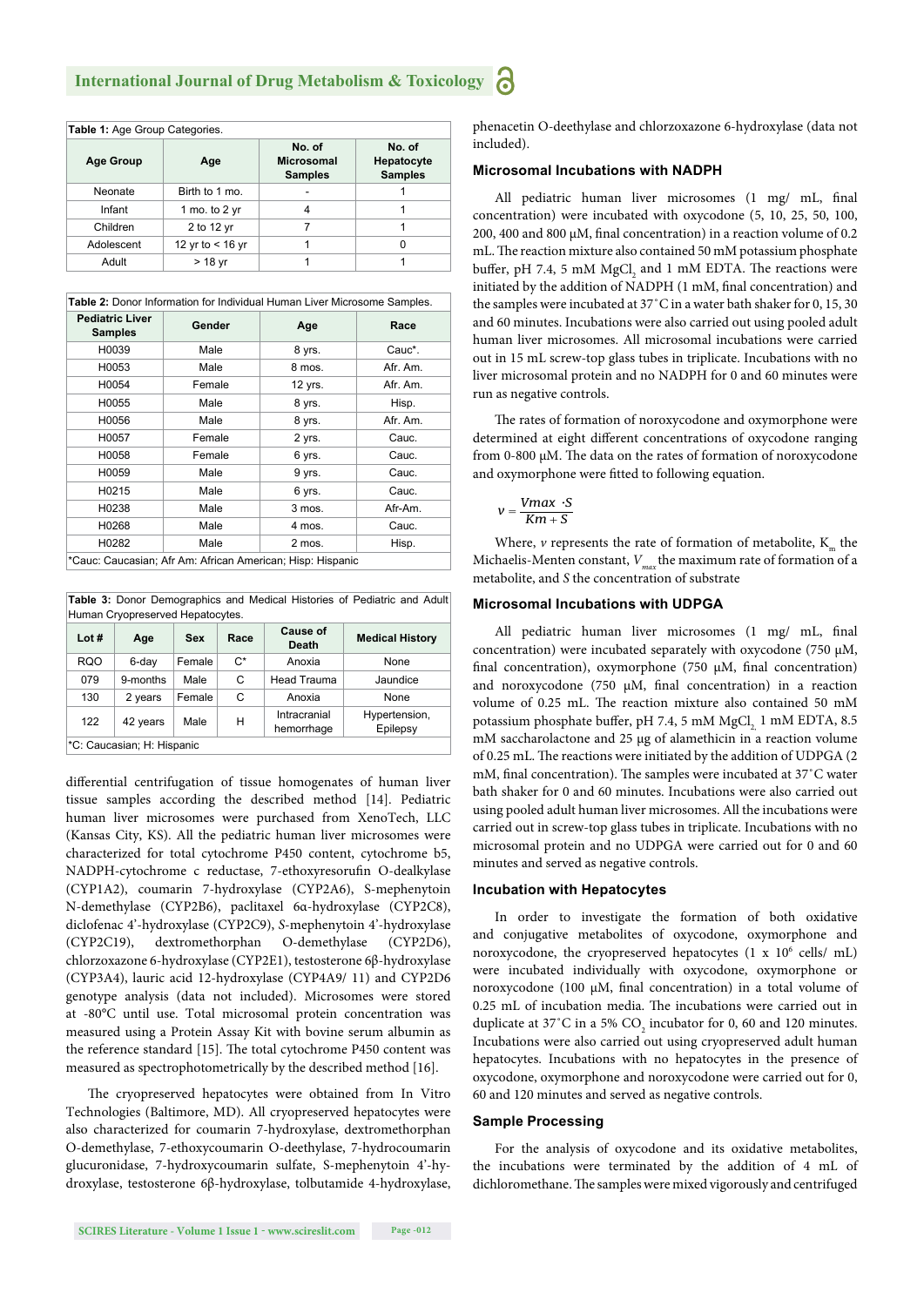**Table 1:** Age Group Categories.

| Age Group | Age | No. of Microsomal Samples | No. of Hepatocyte Samples |
|---|---|---|---|
| Neonate | Birth to 1 mo. | - | 1 |
| Infant | 1 mo. to 2 yr | 4 | 1 |
| Children | 2 to 12 yr | 7 | 1 |
| Adolescent | 12 yr to < 16 yr | 1 | 0 |
| Adult | > 18 yr | 1 | 1 |

**Table 2:** Donor Information for Individual Human Liver Microsome Samples.

| Pediatric Liver Samples | Gender | Age | Race |
|---|---|---|---|
| H0039 | Male | 8 yrs. | Cauc*. |
| H0053 | Male | 8 mos. | Afr. Am. |
| H0054 | Female | 12 yrs. | Afr. Am. |
| H0055 | Male | 8 yrs. | Hisp. |
| H0056 | Male | 8 yrs. | Afr. Am. |
| H0057 | Female | 2 yrs. | Cauc. |
| H0058 | Female | 6 yrs. | Cauc. |
| H0059 | Male | 9 yrs. | Cauc. |
| H0215 | Male | 6 yrs. | Cauc. |
| H0238 | Male | 3 mos. | Afr-Am. |
| H0268 | Male | 4 mos. | Cauc. |
| H0282 | Male | 2 mos. | Hisp. |

*Cauc: Caucasian; Afr Am: African American; Hisp: Hispanic

**Table 3:** Donor Demographics and Medical Histories of Pediatric and Adult Human Cryopreserved Hepatocytes.

| Lot # | Age | Sex | Race | Cause of Death | Medical History |
|---|---|---|---|---|---|
| RQO | 6-day | Female | C* | Anoxia | None |
| 079 | 9-months | Male | C | Head Trauma | Jaundice |
| 130 | 2 years | Female | C | Anoxia | None |
| 122 | 42 years | Male | H | Intracranial hemorrhage | Hypertension, Epilepsy |

*C: Caucasian; H: Hispanic

differential centrifugation of tissue homogenates of human liver tissue samples according the described method [14]. Pediatric human liver microsomes were purchased from XenoTech, LLC (Kansas City, KS). All the pediatric human liver microsomes were characterized for total cytochrome P450 content, cytochrome b5, NADPH-cytochrome c reductase, 7-ethoxyresorufin O-dealkylase (CYP1A2), coumarin 7-hydroxylase (CYP2A6), S-mephenytoin N-demethylase (CYP2B6), paclitaxel 6α-hydroxylase (CYP2C8), diclofenac 4'-hydroxylase (CYP2C9), *S*-mephenytoin 4'-hydroxylase (CYP2C19), dextromethorphan O-demethylase (CYP2D6), chlorzoxazone 6-hydroxylase (CYP2E1), testosterone 6β-hydroxylase (CYP3A4), lauric acid 12-hydroxylase (CYP4A9/ 11) and CYP2D6 genotype analysis (data not included). Microsomes were stored at -80°C until use. Total microsomal protein concentration was measured using a Protein Assay Kit with bovine serum albumin as the reference standard [15]. The total cytochrome P450 content was measured as spectrophotometrically by the described method [16].

The cryopreserved hepatocytes were obtained from In Vitro Technologies (Baltimore, MD). All cryopreserved hepatocytes were also characterized for coumarin 7-hydroxylase, dextromethorphan O-demethylase, 7-ethoxycoumarin O-deethylase, 7-hydrocoumarin glucuronidase, 7-hydroxycoumarin sulfate, S-mephenytoin 4'-hydroxylase, testosterone 6β-hydroxylase, tolbutamide 4-hydroxylase, phenacetin O-deethylase and chlorzoxazone 6-hydroxylase (data not included).

### Microsomal Incubations with NADPH

All pediatric human liver microsomes (1 mg/ mL, final concentration) were incubated with oxycodone (5, 10, 25, 50, 100, 200, 400 and 800 μM, final concentration) in a reaction volume of 0.2 mL. The reaction mixture also contained 50 mM potassium phosphate buffer, pH 7.4, 5 mM $MgCl_2$ and 1 mM EDTA. The reactions were initiated by the addition of NADPH (1 mM, final concentration) and the samples were incubated at 37˚C in a water bath shaker for 0, 15, 30 and 60 minutes. Incubations were also carried out using pooled adult human liver microsomes. All microsomal incubations were carried out in 15 mL screw-top glass tubes in triplicate. Incubations with no liver microsomal protein and no NADPH for 0 and 60 minutes were run as negative controls.

The rates of formation of noroxycodone and oxymorphone were determined at eight different concentrations of oxycodone ranging from 0-800 μM. The data on the rates of formation of noroxycodone and oxymorphone were fitted to following equation.

$$v = \frac{Vmax \cdot S}{Km + S}$$

Where, $v$ represents the rate of formation of metabolite, $K_m$ the Michaelis-Menten constant, $V_{max}$ the maximum rate of formation of a metabolite, and $S$ the concentration of substrate

### Microsomal Incubations with UDPGA

All pediatric human liver microsomes (1 mg/ mL, final concentration) were incubated separately with oxycodone (750 μM, final concentration), oxymorphone (750 μM, final concentration) and noroxycodone (750 μM, final concentration) in a reaction volume of 0.25 mL. The reaction mixture also contained 50 mM potassium phosphate buffer, pH 7.4, 5 mM $MgCl_2$, 1 mM EDTA, 8.5 mM saccharolactone and 25 μg of alamethicin in a reaction volume of 0.25 mL. The reactions were initiated by the addition of UDPGA (2 mM, final concentration). The samples were incubated at 37˚C water bath shaker for 0 and 60 minutes. Incubations were also carried out using pooled adult human liver microsomes. All the incubations were carried out in screw-top glass tubes in triplicate. Incubations with no microsomal protein and no UDPGA were carried out for 0 and 60 minutes and served as negative controls.

### Incubation with Hepatocytes

In order to investigate the formation of both oxidative and conjugative metabolites of oxycodone, oxymorphone and noroxycodone, the cryopreserved hepatocytes ($1 \times 10^6$ cells/ mL) were incubated individually with oxycodone, oxymorphone or noroxycodone (100 μM, final concentration) in a total volume of 0.25 mL of incubation media. The incubations were carried out in duplicate at 37˚C in a 5% $CO_2$ incubator for 0, 60 and 120 minutes. Incubations were also carried out using cryopreserved adult human hepatocytes. Incubations with no hepatocytes in the presence of oxycodone, oxymorphone and noroxycodone were carried out for 0, 60 and 120 minutes and served as negative controls.

### Sample Processing

For the analysis of oxycodone and its oxidative metabolites, the incubations were terminated by the addition of 4 mL of dichloromethane. The samples were mixed vigorously and centrifuged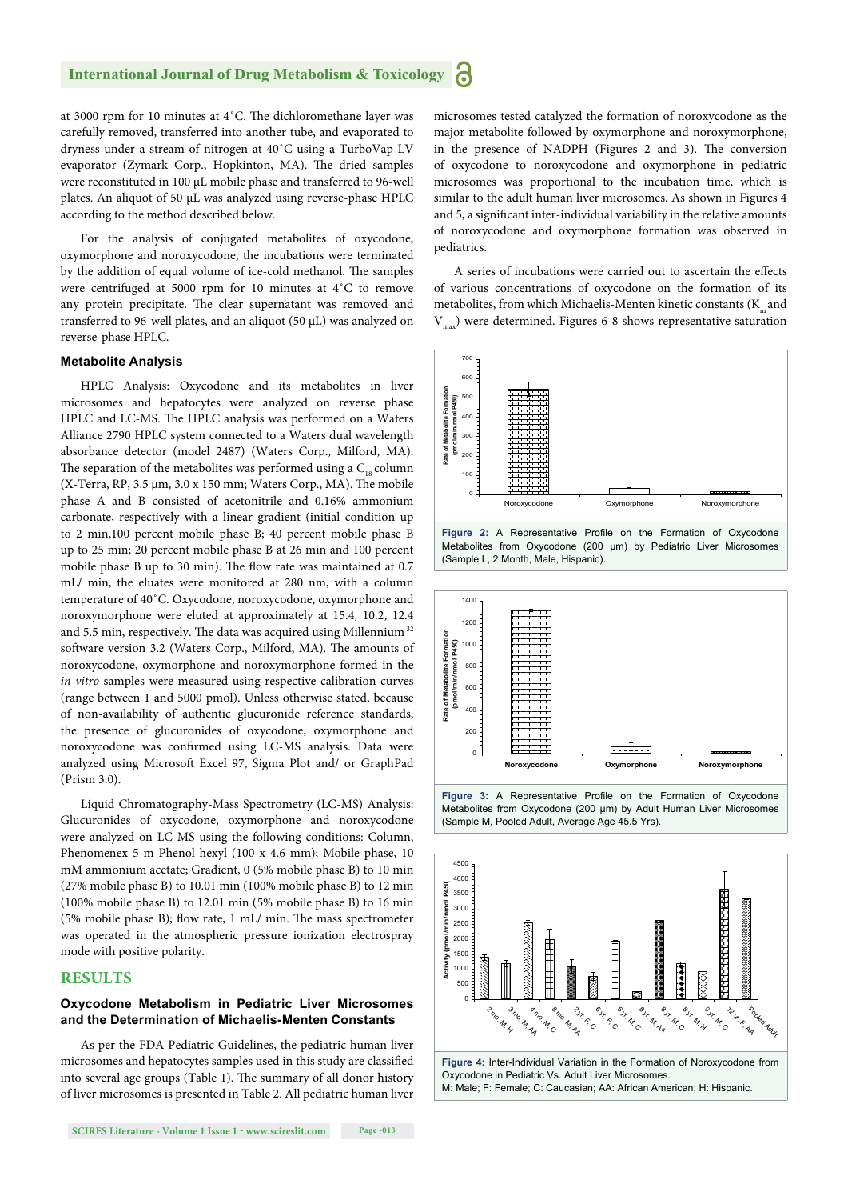at 3000 rpm for 10 minutes at 4˚C. The dichloromethane layer was carefully removed, transferred into another tube, and evaporated to dryness under a stream of nitrogen at 40˚C using a TurboVap LV evaporator (Zymark Corp., Hopkinton, MA). The dried samples were reconstituted in 100 µL mobile phase and transferred to 96-well plates. An aliquot of 50 µL was analyzed using reverse-phase HPLC according to the method described below.

For the analysis of conjugated metabolites of oxycodone, oxymorphone and noroxycodone, the incubations were terminated by the addition of equal volume of ice-cold methanol. The samples were centrifuged at 5000 rpm for 10 minutes at 4˚C to remove any protein precipitate. The clear supernatant was removed and transferred to 96-well plates, and an aliquot (50 µL) was analyzed on reverse-phase HPLC.

### Metabolite Analysis

HPLC Analysis: Oxycodone and its metabolites in liver microsomes and hepatocytes were analyzed on reverse phase HPLC and LC-MS. The HPLC analysis was performed on a Waters Alliance 2790 HPLC system connected to a Waters dual wavelength absorbance detector (model 2487) (Waters Corp., Milford, MA). The separation of the metabolites was performed using a $C_{18}$ column (X-Terra, RP, 3.5 µm, 3.0 x 150 mm; Waters Corp., MA). The mobile phase A and B consisted of acetonitrile and 0.16% ammonium carbonate, respectively with a linear gradient (initial condition up to 2 min,100 percent mobile phase B; 40 percent mobile phase B up to 25 min; 20 percent mobile phase B at 26 min and 100 percent mobile phase B up to 30 min). The flow rate was maintained at 0.7 mL/ min, the eluates were monitored at 280 nm, with a column temperature of 40˚C. Oxycodone, noroxycodone, oxymorphone and noroxymorphone were eluted at approximately at 15.4, 10.2, 12.4 and 5.5 min, respectively. The data was acquired using Millennium[32] software version 3.2 (Waters Corp., Milford, MA). The amounts of noroxycodone, oxymorphone and noroxymorphone formed in the *in vitro* samples were measured using respective calibration curves (range between 1 and 5000 pmol). Unless otherwise stated, because of non-availability of authentic glucuronide reference standards, the presence of glucuronides of oxycodone, oxymorphone and noroxycodone was confirmed using LC-MS analysis. Data were analyzed using Microsoft Excel 97, Sigma Plot and/ or GraphPad (Prism 3.0).

Liquid Chromatography-Mass Spectrometry (LC-MS) Analysis: Glucuronides of oxycodone, oxymorphone and noroxycodone were analyzed on LC-MS using the following conditions: Column, Phenomenex 5 m Phenol-hexyl (100 x 4.6 mm); Mobile phase, 10 mM ammonium acetate; Gradient, 0 (5% mobile phase B) to 10 min (27% mobile phase B) to 10.01 min (100% mobile phase B) to 12 min (100% mobile phase B) to 12.01 min (5% mobile phase B) to 16 min (5% mobile phase B); flow rate, 1 mL/ min. The mass spectrometer was operated in the atmospheric pressure ionization electrospray mode with positive polarity.

## RESULTS

### Oxycodone Metabolism in Pediatric Liver Microsomes and the Determination of Michaelis-Menten Constants

As per the FDA Pediatric Guidelines, the pediatric human liver microsomes and hepatocytes samples used in this study are classified into several age groups (Table 1). The summary of all donor history of liver microsomes is presented in Table 2. All pediatric human liver microsomes tested catalyzed the formation of noroxycodone as the major metabolite followed by oxymorphone and noroxymorphone, in the presence of NADPH (Figures 2 and 3). The conversion of oxycodone to noroxycodone and oxymorphone in pediatric microsomes was proportional to the incubation time, which is similar to the adult human liver microsomes. As shown in Figures 4 and 5, a significant inter-individual variability in the relative amounts of noroxycodone and oxymorphone formation was observed in pediatrics.

A series of incubations were carried out to ascertain the effects of various concentrations of oxycodone on the formation of its metabolites, from which Michaelis-Menten kinetic constants ($K_m$ and $V_{max}$) were determined. Figures 6-8 shows representative saturation

**Figure 2:** A Representative Profile on the Formation of Oxycodone Metabolites from Oxycodone (200 µm) by Pediatric Liver Microsomes (Sample L, 2 Month, Male, Hispanic).

**Figure 3:** A Representative Profile on the Formation of Oxycodone Metabolites from Oxycodone (200 µm) by Adult Human Liver Microsomes (Sample M, Pooled Adult, Average Age 45.5 Yrs).

**Figure 4:** Inter-Individual Variation in the Formation of Noroxycodone from Oxycodone in Pediatric Vs. Adult Liver Microsomes.
M: Male; F: Female; C: Caucasian; AA: African American; H: Hispanic.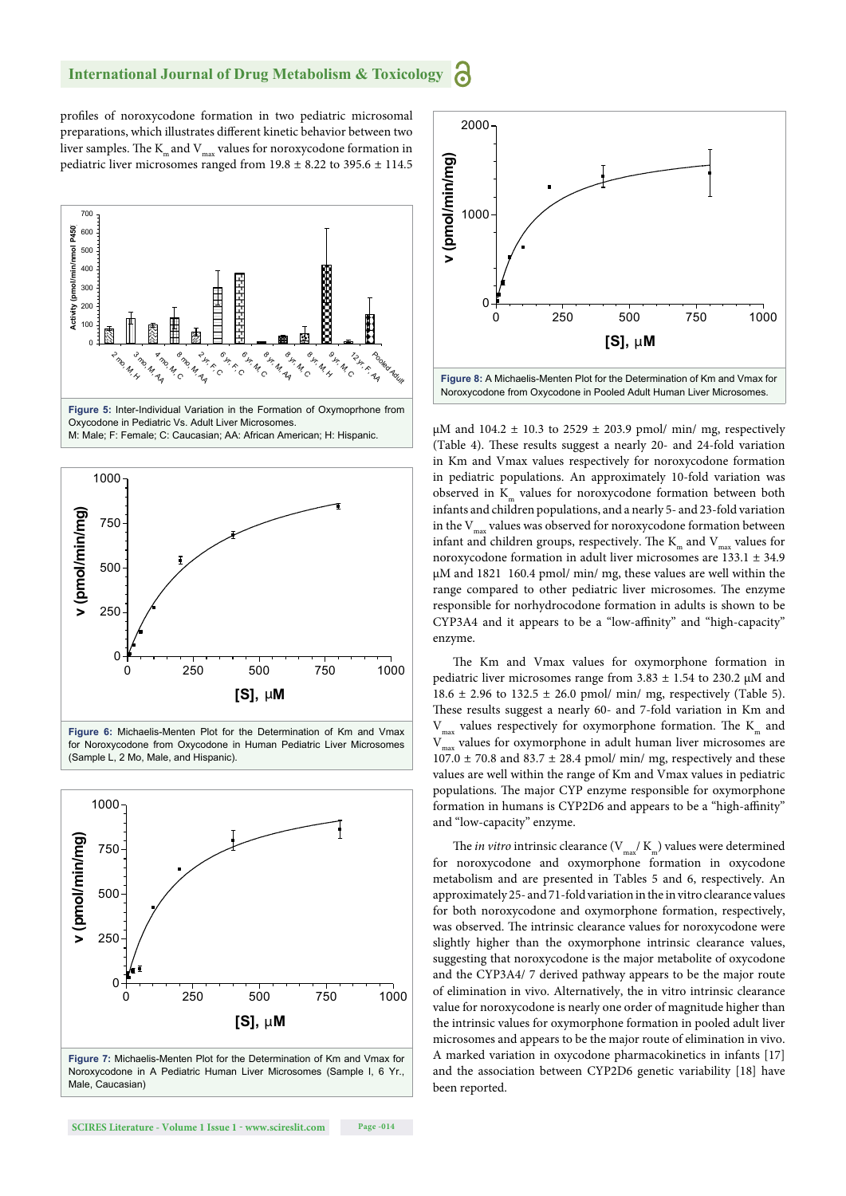profiles of noroxycodone formation in two pediatric microsomal preparations, which illustrates different kinetic behavior between two liver samples. The $K_m$ and $V_{max}$ values for noroxycodone formation in pediatric liver microsomes ranged from 19.8 ± 8.22 to 395.6 ± 114.5 µM and 104.2 ± 10.3 to 2529 ± 203.9 pmol/ min/ mg, respectively (Table 4). These results suggest a nearly 20- and 24-fold variation in Km and Vmax values respectively for noroxycodone formation in pediatric populations. An approximately 10-fold variation was observed in $K_m$ values for noroxycodone formation between both infants and children populations, and a nearly 5- and 23-fold variation in the $V_{max}$ values was observed for noroxycodone formation between infant and children groups, respectively. The $K_m$ and $V_{max}$ values for noroxycodone formation in adult liver microsomes are 133.1 ± 34.9 µM and 1821 160.4 pmol/ min/ mg, these values are well within the range compared to other pediatric liver microsomes. The enzyme responsible for norhydrocodone formation in adults is shown to be CYP3A4 and it appears to be a "low-affinity" and "high-capacity" enzyme.

Figure 5: Inter-Individual Variation in the Formation of Oxymoprhone from Oxycodone in Pediatric Vs. Adult Liver Microsomes.
M: Male; F: Female; C: Caucasian; AA: African American; H: Hispanic.

Figure 6: Michaelis-Menten Plot for the Determination of Km and Vmax for Noroxycodone from Oxycodone in Human Pediatric Liver Microsomes (Sample L, 2 Mo, Male, and Hispanic).

Figure 7: Michaelis-Menten Plot for the Determination of Km and Vmax for Noroxycodone in A Pediatric Human Liver Microsomes (Sample I, 6 Yr., Male, Caucasian)

Figure 8: A Michaelis-Menten Plot for the Determination of Km and Vmax for Noroxycodone from Oxycodone in Pooled Adult Human Liver Microsomes.

The Km and Vmax values for oxymorphone formation in pediatric liver microsomes range from 3.83 ± 1.54 to 230.2 µM and 18.6 ± 2.96 to 132.5 ± 26.0 pmol/ min/ mg, respectively (Table 5). These results suggest a nearly 60- and 7-fold variation in Km and $V_{max}$ values respectively for oxymorphone formation. The $K_m$ and $V_{max}$ values for oxymorphone in adult human liver microsomes are 107.0 ± 70.8 and 83.7 ± 28.4 pmol/ min/ mg, respectively and these values are well within the range of Km and Vmax values in pediatric populations. The major CYP enzyme responsible for oxymorphone formation in humans is CYP2D6 and appears to be a "high-affinity" and "low-capacity" enzyme.

The *in vitro* intrinsic clearance ($V_{max}$/ $K_m$) values were determined for noroxycodone and oxymorphone formation in oxycodone metabolism and are presented in Tables 5 and 6, respectively. An approximately 25- and 71-fold variation in the in vitro clearance values for both noroxycodone and oxymorphone formation, respectively, was observed. The intrinsic clearance values for noroxycodone were slightly higher than the oxymorphone intrinsic clearance values, suggesting that noroxycodone is the major metabolite of oxycodone and the CYP3A4/ 7 derived pathway appears to be the major route of elimination in vivo. Alternatively, the in vitro intrinsic clearance value for noroxycodone is nearly one order of magnitude higher than the intrinsic values for oxymorphone formation in pooled adult liver microsomes and appears to be the major route of elimination in vivo. A marked variation in oxycodone pharmacokinetics in infants [17] and the association between CYP2D6 genetic variability [18] have been reported.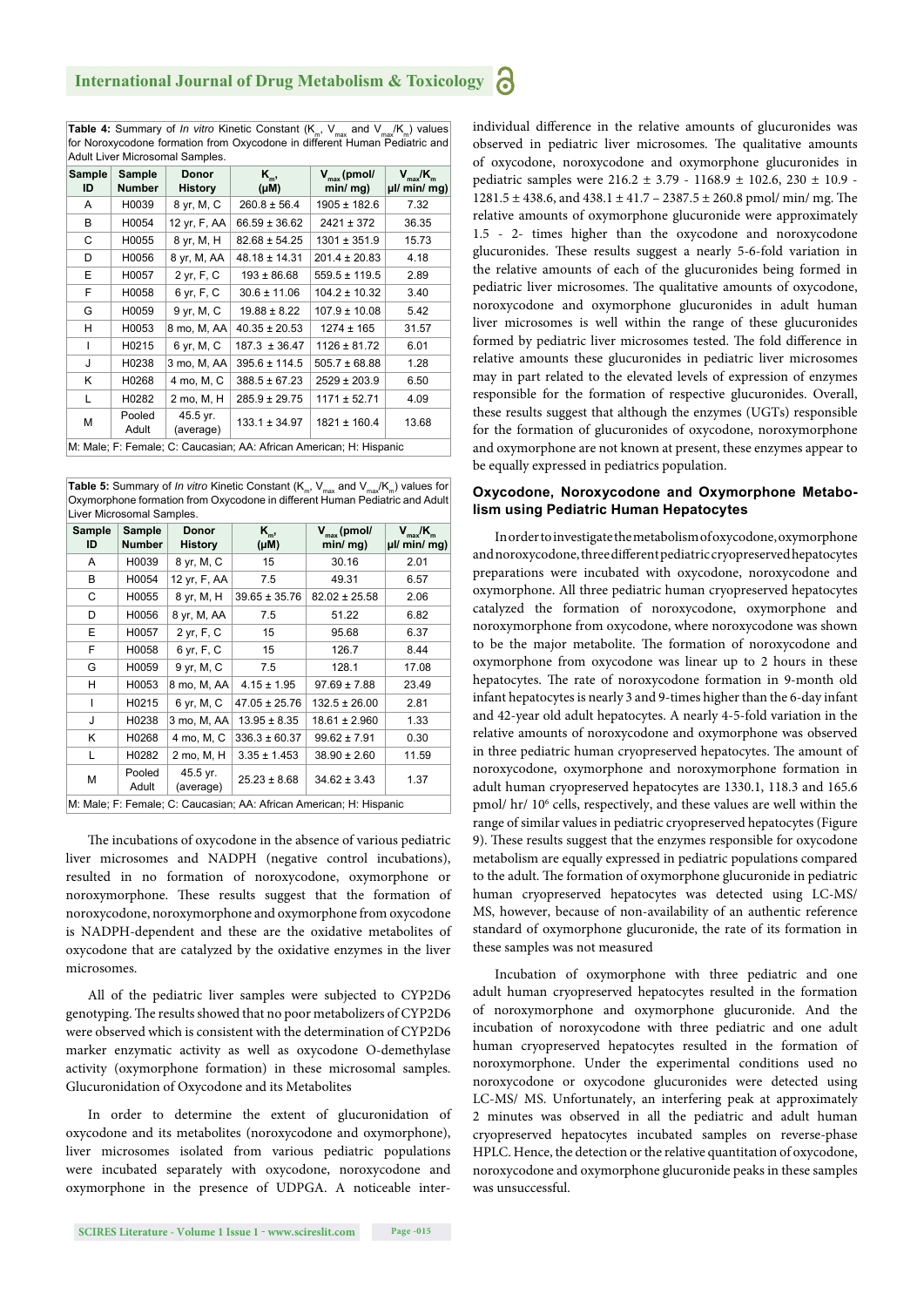**Table 4:** Summary of *In vitro* Kinetic Constant ($K_m$, $V_{max}$ and $V_{max}/K_m$) values for Noroxycodone formation from Oxycodone in different Human Pediatric and Adult Liver Microsomal Samples.

| Sample ID | Sample Number | Donor History | $K_m$, (µM) | $V_{max}$ (pmol/ min/ mg) | $V_{max}/K_m$ µl/ min/ mg) |
|---|---|---|---|---|---|
| A | H0039 | 8 yr, M, C | 260.8 ± 56.4 | 1905 ± 182.6 | 7.32 |
| B | H0054 | 12 yr, F, AA | 66.59 ± 36.62 | 2421 ± 372 | 36.35 |
| C | H0055 | 8 yr, M, H | 82.68 ± 54.25 | 1301 ± 351.9 | 15.73 |
| D | H0056 | 8 yr, M, AA | 48.18 ± 14.31 | 201.4 ± 20.83 | 4.18 |
| E | H0057 | 2 yr, F, C | 193 ± 86.68 | 559.5 ± 119.5 | 2.89 |
| F | H0058 | 6 yr, F, C | 30.6 ± 11.06 | 104.2 ± 10.32 | 3.40 |
| G | H0059 | 9 yr, M, C | 19.88 ± 8.22 | 107.9 ± 10.08 | 5.42 |
| H | H0053 | 8 mo, M, AA | 40.35 ± 20.53 | 1274 ± 165 | 31.57 |
| I | H0215 | 6 yr, M, C | 187.3 ± 36.47 | 1126 ± 81.72 | 6.01 |
| J | H0238 | 3 mo, M, AA | 395.6 ± 114.5 | 505.7 ± 68.88 | 1.28 |
| K | H0268 | 4 mo, M, C | 388.5 ± 67.23 | 2529 ± 203.9 | 6.50 |
| L | H0282 | 2 mo, M, H | 285.9 ± 29.75 | 1171 ± 52.71 | 4.09 |
| M | Pooled Adult | 45.5 yr. (average) | 133.1 ± 34.97 | 1821 ± 160.4 | 13.68 |

M: Male; F: Female; C: Caucasian; AA: African American; H: Hispanic

**Table 5:** Summary of *In vitro* Kinetic Constant ($K_m$, $V_{max}$ and $V_{max}/K_m$) values for Oxymorphone formation from Oxycodone in different Human Pediatric and Adult Liver Microsomal Samples.

| Sample ID | Sample Number | Donor History | $K_m$, (µM) | $V_{max}$ (pmol/ min/ mg) | $V_{max}/K_m$ µl/ min/ mg) |
|---|---|---|---|---|---|
| A | H0039 | 8 yr, M, C | 15 | 30.16 | 2.01 |
| B | H0054 | 12 yr, F, AA | 7.5 | 49.31 | 6.57 |
| C | H0055 | 8 yr, M, H | 39.65 ± 35.76 | 82.02 ± 25.58 | 2.06 |
| D | H0056 | 8 yr, M, AA | 7.5 | 51.22 | 6.82 |
| E | H0057 | 2 yr, F, C | 15 | 95.68 | 6.37 |
| F | H0058 | 6 yr, F, C | 15 | 126.7 | 8.44 |
| G | H0059 | 9 yr, M, C | 7.5 | 128.1 | 17.08 |
| H | H0053 | 8 mo, M, AA | 4.15 ± 1.95 | 97.69 ± 7.88 | 23.49 |
| I | H0215 | 6 yr, M, C | 47.05 ± 25.76 | 132.5 ± 26.00 | 2.81 |
| J | H0238 | 3 mo, M, AA | 13.95 ± 8.35 | 18.61 ± 2.960 | 1.33 |
| K | H0268 | 4 mo, M, C | 336.3 ± 60.37 | 99.62 ± 7.91 | 0.30 |
| L | H0282 | 2 mo, M, H | 3.35 ± 1.453 | 38.90 ± 2.60 | 11.59 |
| M | Pooled Adult | 45.5 yr. (average) | 25.23 ± 8.68 | 34.62 ± 3.43 | 1.37 |

M: Male; F: Female; C: Caucasian; AA: African American; H: Hispanic

The incubations of oxycodone in the absence of various pediatric liver microsomes and NADPH (negative control incubations), resulted in no formation of noroxycodone, oxymorphone or noroxymorphone. These results suggest that the formation of noroxycodone, noroxymorphone and oxymorphone from oxycodone is NADPH-dependent and these are the oxidative metabolites of oxycodone that are catalyzed by the oxidative enzymes in the liver microsomes.

All of the pediatric liver samples were subjected to CYP2D6 genotyping. The results showed that no poor metabolizers of CYP2D6 were observed which is consistent with the determination of CYP2D6 marker enzymatic activity as well as oxycodone O-demethylase activity (oxymorphone formation) in these microsomal samples. Glucuronidation of Oxycodone and its Metabolites

In order to determine the extent of glucuronidation of oxycodone and its metabolites (noroxycodone and oxymorphone), liver microsomes isolated from various pediatric populations were incubated separately with oxycodone, noroxycodone and oxymorphone in the presence of UDPGA. A noticeable inter-individual difference in the relative amounts of glucuronides was observed in pediatric liver microsomes. The qualitative amounts of oxycodone, noroxycodone and oxymorphone glucuronides in pediatric samples were 216.2 ± 3.79 - 1168.9 ± 102.6, 230 ± 10.9 - 1281.5 ± 438.6, and 438.1 ± 41.7 – 2387.5 ± 260.8 pmol/ min/ mg. The relative amounts of oxymorphone glucuronide were approximately 1.5 - 2- times higher than the oxycodone and noroxycodone glucuronides. These results suggest a nearly 5-6-fold variation in the relative amounts of each of the glucuronides being formed in pediatric liver microsomes. The qualitative amounts of oxycodone, noroxycodone and oxymorphone glucuronides in adult human liver microsomes is well within the range of these glucuronides formed by pediatric liver microsomes tested. The fold difference in relative amounts these glucuronides in pediatric liver microsomes may in part related to the elevated levels of expression of enzymes responsible for the formation of respective glucuronides. Overall, these results suggest that although the enzymes (UGTs) responsible for the formation of glucuronides of oxycodone, noroxymorphone and oxymorphone are not known at present, these enzymes appear to be equally expressed in pediatrics population.

### Oxycodone, Noroxycodone and Oxymorphone Metabolism using Pediatric Human Hepatocytes

In order to investigate the metabolism of oxycodone, oxymorphone and noroxycodone, three different pediatric cryopreserved hepatocytes preparations were incubated with oxycodone, noroxycodone and oxymorphone. All three pediatric human cryopreserved hepatocytes catalyzed the formation of noroxycodone, oxymorphone and noroxymorphone from oxycodone, where noroxycodone was shown to be the major metabolite. The formation of noroxycodone and oxymorphone from oxycodone was linear up to 2 hours in these hepatocytes. The rate of noroxycodone formation in 9-month old infant hepatocytes is nearly 3 and 9-times higher than the 6-day infant and 42-year old adult hepatocytes. A nearly 4-5-fold variation in the relative amounts of noroxycodone and oxymorphone was observed in three pediatric human cryopreserved hepatocytes. The amount of noroxycodone, oxymorphone and noroxymorphone formation in adult human cryopreserved hepatocytes are 1330.1, 118.3 and 165.6 pmol/ hr/ $10^6$ cells, respectively, and these values are well within the range of similar values in pediatric cryopreserved hepatocytes (Figure 9). These results suggest that the enzymes responsible for oxycodone metabolism are equally expressed in pediatric populations compared to the adult. The formation of oxymorphone glucuronide in pediatric human cryopreserved hepatocytes was detected using LC-MS/ MS, however, because of non-availability of an authentic reference standard of oxymorphone glucuronide, the rate of its formation in these samples was not measured

Incubation of oxymorphone with three pediatric and one adult human cryopreserved hepatocytes resulted in the formation of noroxymorphone and oxymorphone glucuronide. And the incubation of noroxycodone with three pediatric and one adult human cryopreserved hepatocytes resulted in the formation of noroxymorphone. Under the experimental conditions used no noroxycodone or oxycodone glucuronides were detected using LC-MS/ MS. Unfortunately, an interfering peak at approximately 2 minutes was observed in all the pediatric and adult human cryopreserved hepatocytes incubated samples on reverse-phase HPLC. Hence, the detection or the relative quantitation of oxycodone, noroxycodone and oxymorphone glucuronide peaks in these samples was unsuccessful.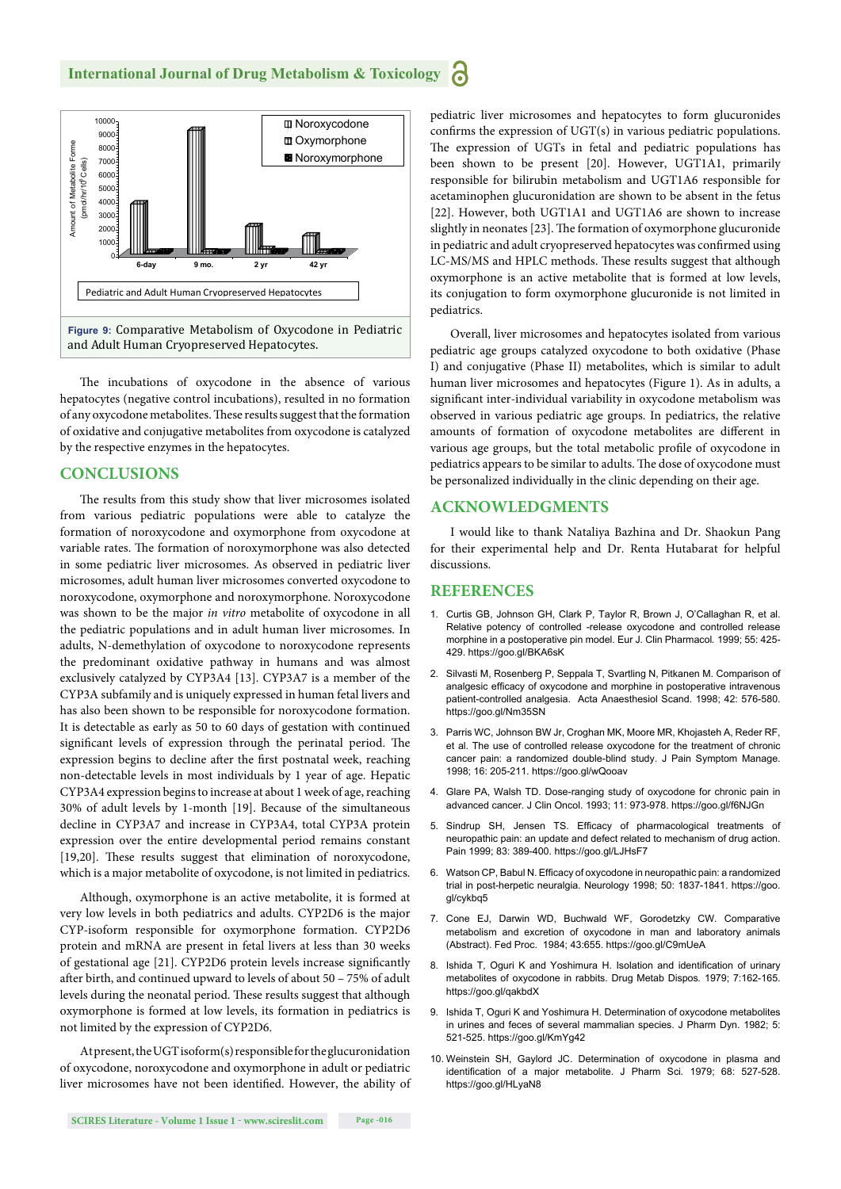Figure 9: Comparative Metabolism of Oxycodone in Pediatric and Adult Human Cryopreserved Hepatocytes.

The incubations of oxycodone in the absence of various hepatocytes (negative control incubations), resulted in no formation of any oxycodone metabolites. These results suggest that the formation of oxidative and conjugative metabolites from oxycodone is catalyzed by the respective enzymes in the hepatocytes.

## CONCLUSIONS

The results from this study show that liver microsomes isolated from various pediatric populations were able to catalyze the formation of noroxycodone and oxymorphone from oxycodone at variable rates. The formation of noroxymorphone was also detected in some pediatric liver microsomes. As observed in pediatric liver microsomes, adult human liver microsomes converted oxycodone to noroxycodone, oxymorphone and noroxymorphone. Noroxycodone was shown to be the major *in vitro* metabolite of oxycodone in all the pediatric populations and in adult human liver microsomes. In adults, N-demethylation of oxycodone to noroxycodone represents the predominant oxidative pathway in humans and was almost exclusively catalyzed by CYP3A4 [13]. CYP3A7 is a member of the CYP3A subfamily and is uniquely expressed in human fetal livers and has also been shown to be responsible for noroxycodone formation. It is detectable as early as 50 to 60 days of gestation with continued significant levels of expression through the perinatal period. The expression begins to decline after the first postnatal week, reaching non-detectable levels in most individuals by 1 year of age. Hepatic CYP3A4 expression begins to increase at about 1 week of age, reaching 30% of adult levels by 1-month [19]. Because of the simultaneous decline in CYP3A7 and increase in CYP3A4, total CYP3A protein expression over the entire developmental period remains constant [19,20]. These results suggest that elimination of noroxycodone, which is a major metabolite of oxycodone, is not limited in pediatrics.

Although, oxymorphone is an active metabolite, it is formed at very low levels in both pediatrics and adults. CYP2D6 is the major CYP-isoform responsible for oxymorphone formation. CYP2D6 protein and mRNA are present in fetal livers at less than 30 weeks of gestational age [21]. CYP2D6 protein levels increase significantly after birth, and continued upward to levels of about 50 – 75% of adult levels during the neonatal period. These results suggest that although oxymorphone is formed at low levels, its formation in pediatrics is not limited by the expression of CYP2D6.

At present, the UGT isoform(s) responsible for the glucuronidation of oxycodone, noroxycodone and oxymorphone in adult or pediatric liver microsomes have not been identified. However, the ability of pediatric liver microsomes and hepatocytes to form glucuronides confirms the expression of UGT(s) in various pediatric populations. The expression of UGTs in fetal and pediatric populations has been shown to be present [20]. However, UGT1A1, primarily responsible for bilirubin metabolism and UGT1A6 responsible for acetaminophen glucuronidation are shown to be absent in the fetus [22]. However, both UGT1A1 and UGT1A6 are shown to increase slightly in neonates [23]. The formation of oxymorphone glucuronide in pediatric and adult cryopreserved hepatocytes was confirmed using LC-MS/MS and HPLC methods. These results suggest that although oxymorphone is an active metabolite that is formed at low levels, its conjugation to form oxymorphone glucuronide is not limited in pediatrics.

Overall, liver microsomes and hepatocytes isolated from various pediatric age groups catalyzed oxycodone to both oxidative (Phase I) and conjugative (Phase II) metabolites, which is similar to adult human liver microsomes and hepatocytes (Figure 1). As in adults, a significant inter-individual variability in oxycodone metabolism was observed in various pediatric age groups. In pediatrics, the relative amounts of formation of oxycodone metabolites are different in various age groups, but the total metabolic profile of oxycodone in pediatrics appears to be similar to adults. The dose of oxycodone must be personalized individually in the clinic depending on their age.

## ACKNOWLEDGMENTS

I would like to thank Nataliya Bazhina and Dr. Shaokun Pang for their experimental help and Dr. Renta Hutabarat for helpful discussions.

## REFERENCES

1. Curtis GB, Johnson GH, Clark P, Taylor R, Brown J, O'Callaghan R, et al. Relative potency of controlled -release oxycodone and controlled release morphine in a postoperative pin model. Eur J. Clin Pharmacol. 1999; 55: 425-429. https://goo.gl/BKA6sK
2. Silvasti M, Rosenberg P, Seppala T, Svartling N, Pitkanen M. Comparison of analgesic efficacy of oxycodone and morphine in postoperative intravenous patient-controlled analgesia. Acta Anaesthesiol Scand. 1998; 42: 576-580. https://goo.gl/Nm35SN
3. Parris WC, Johnson BW Jr, Croghan MK, Moore MR, Khojasteh A, Reder RF, et al. The use of controlled release oxycodone for the treatment of chronic cancer pain: a randomized double-blind study. J Pain Symptom Manage. 1998; 16: 205-211. https://goo.gl/wQooav
4. Glare PA, Walsh TD. Dose-ranging study of oxycodone for chronic pain in advanced cancer. J Clin Oncol. 1993; 11: 973-978. https://goo.gl/f6NJGn
5. Sindrup SH, Jensen TS. Efficacy of pharmacological treatments of neuropathic pain: an update and defect related to mechanism of drug action. Pain 1999; 83: 389-400. https://goo.gl/LJHsF7
6. Watson CP, Babul N. Efficacy of oxycodone in neuropathic pain: a randomized trial in post-herpetic neuralgia. Neurology 1998; 50: 1837-1841. https://goo.gl/cykbq5
7. Cone EJ, Darwin WD, Buchwald WF, Gorodetzky CW. Comparative metabolism and excretion of oxycodone in man and laboratory animals (Abstract). Fed Proc. 1984; 43:655. https://goo.gl/C9mUeA
8. Ishida T, Oguri K and Yoshimura H. Isolation and identification of urinary metabolites of oxycodone in rabbits. Drug Metab Dispos. 1979; 7:162-165. https://goo.gl/qakbdX
9. Ishida T, Oguri K and Yoshimura H. Determination of oxycodone metabolites in urines and feces of several mammalian species. J Pharm Dyn. 1982; 5: 521-525. https://goo.gl/KmYg42
10. Weinstein SH, Gaylord JC. Determination of oxycodone in plasma and identification of a major metabolite. J Pharm Sci. 1979; 68: 527-528. https://goo.gl/HLyaN8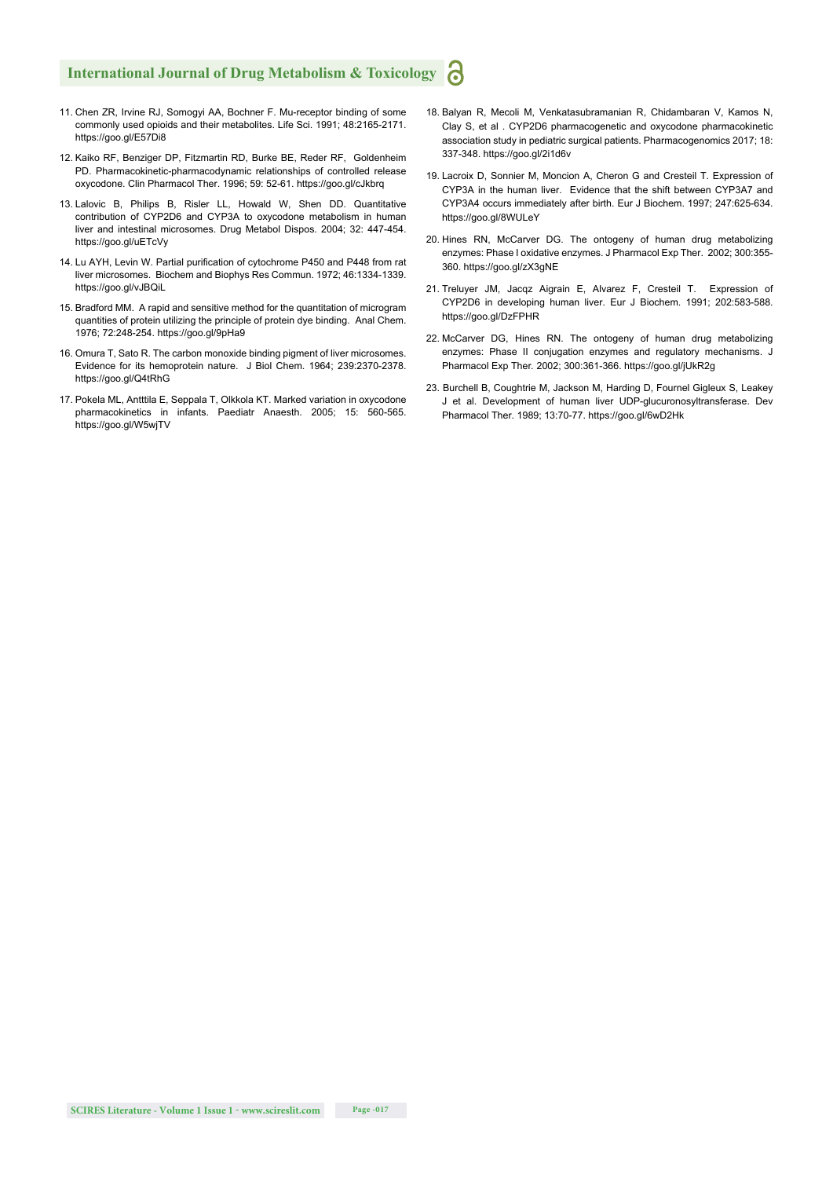11. Chen ZR, Irvine RJ, Somogyi AA, Bochner F. Mu-receptor binding of some commonly used opioids and their metabolites. Life Sci. 1991; 48:2165-2171. https://goo.gl/E57Di8

12. Kaiko RF, Benziger DP, Fitzmartin RD, Burke BE, Reder RF, Goldenheim PD. Pharmacokinetic-pharmacodynamic relationships of controlled release oxycodone. Clin Pharmacol Ther. 1996; 59: 52-61. https://goo.gl/cJkbrq

13. Lalovic B, Philips B, Risler LL, Howald W, Shen DD. Quantitative contribution of CYP2D6 and CYP3A to oxycodone metabolism in human liver and intestinal microsomes. Drug Metabol Dispos. 2004; 32: 447-454. https://goo.gl/uETcVy

14. Lu AYH, Levin W. Partial purification of cytochrome P450 and P448 from rat liver microsomes. Biochem and Biophys Res Commun. 1972; 46:1334-1339. https://goo.gl/vJBQiL

15. Bradford MM. A rapid and sensitive method for the quantitation of microgram quantities of protein utilizing the principle of protein dye binding. Anal Chem. 1976; 72:248-254. https://goo.gl/9pHa9

16. Omura T, Sato R. The carbon monoxide binding pigment of liver microsomes. Evidence for its hemoprotein nature. J Biol Chem. 1964; 239:2370-2378. https://goo.gl/Q4tRhG

17. Pokela ML, Antttila E, Seppala T, Olkkola KT. Marked variation in oxycodone pharmacokinetics in infants. Paediatr Anaesth. 2005; 15: 560-565. https://goo.gl/W5wjTV

18. Balyan R, Mecoli M, Venkatasubramanian R, Chidambaran V, Kamos N, Clay S, et al . CYP2D6 pharmacogenetic and oxycodone pharmacokinetic association study in pediatric surgical patients. Pharmacogenomics 2017; 18: 337-348. https://goo.gl/2i1d6v

19. Lacroix D, Sonnier M, Moncion A, Cheron G and Cresteil T. Expression of CYP3A in the human liver. Evidence that the shift between CYP3A7 and CYP3A4 occurs immediately after birth. Eur J Biochem. 1997; 247:625-634. https://goo.gl/8WULeY

20. Hines RN, McCarver DG. The ontogeny of human drug metabolizing enzymes: Phase I oxidative enzymes. J Pharmacol Exp Ther. 2002; 300:355-360. https://goo.gl/zX3gNE

21. Treluyer JM, Jacqz Aigrain E, Alvarez F, Cresteil T. Expression of CYP2D6 in developing human liver. Eur J Biochem. 1991; 202:583-588. https://goo.gl/DzFPHR

22. McCarver DG, Hines RN. The ontogeny of human drug metabolizing enzymes: Phase II conjugation enzymes and regulatory mechanisms. J Pharmacol Exp Ther. 2002; 300:361-366. https://goo.gl/jUkR2g

23. Burchell B, Coughtrie M, Jackson M, Harding D, Fournel Gigleux S, Leakey J et al. Development of human liver UDP-glucuronosyltransferase. Dev Pharmacol Ther. 1989; 13:70-77. https://goo.gl/6wD2Hk